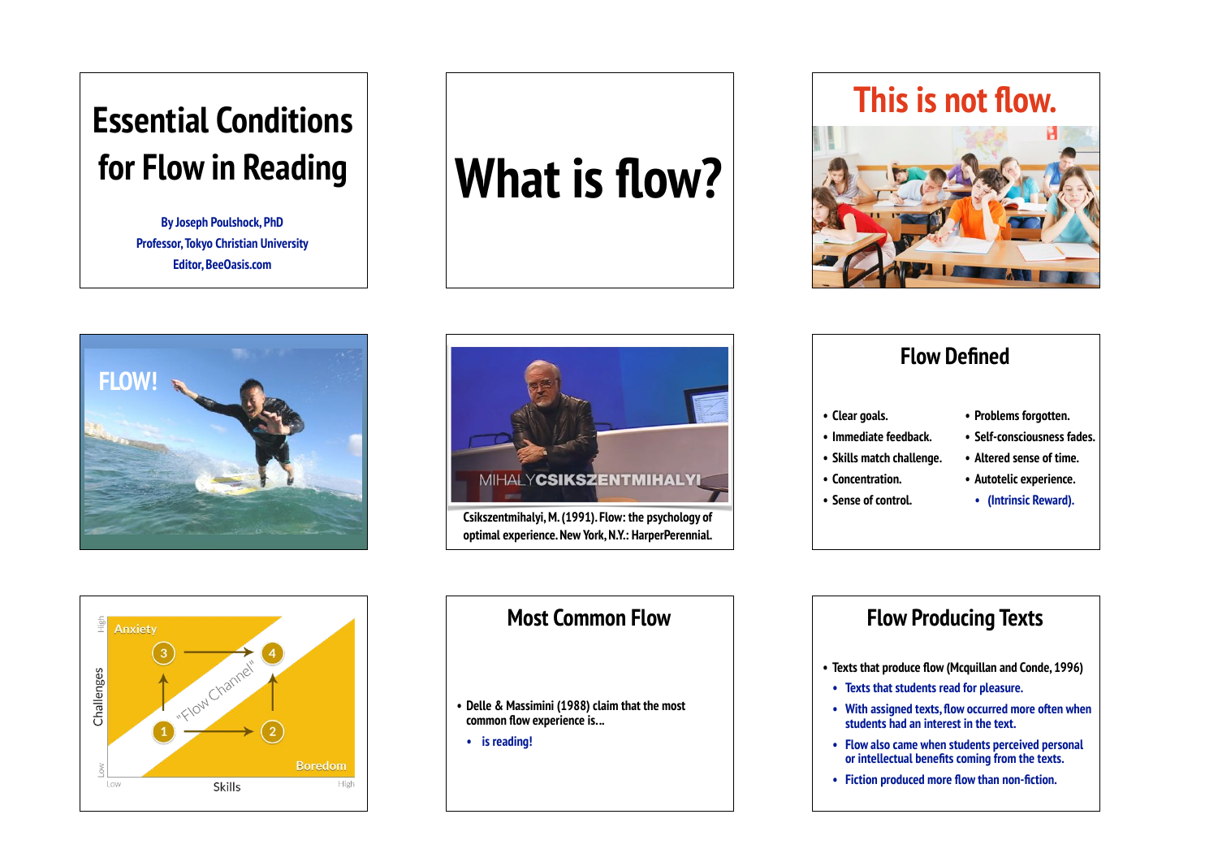# Essential Conditions for Flow in Reading

By Joseph Poulshock, PhD
Professor, Tokyo Christian University
Editor, BeeOasis.com

# What is flow?

# This is not flow.

FLOW!

MIHALY CSIKSZENTMIHALYI

Csikszentmihalyi, M. (1991). Flow: the psychology of optimal experience. New York, N.Y.: HarperPerennial.

## Flow Defined

- Clear goals.
- Immediate feedback.
- Skills match challenge.
- Concentration.
- Sense of control.
- Problems forgotten.
- Self-consciousness fades.
- Altered sense of time.
- Autotelic experience.
  - (Intrinsic Reward).

Anxiety

"Flow Channel"

Boredom

Challenges (Low – High)

Skills (Low – High)

## Most Common Flow

- Delle & Massimini (1988) claim that the most common flow experience is…
  - is reading!

## Flow Producing Texts

- Texts that produce flow (Mcquillan and Conde, 1996)
  - Texts that students read for pleasure.
  - With assigned texts, flow occurred more often when students had an interest in the text.
  - Flow also came when students perceived personal or intellectual benefits coming from the texts.
  - Fiction produced more flow than non-fiction.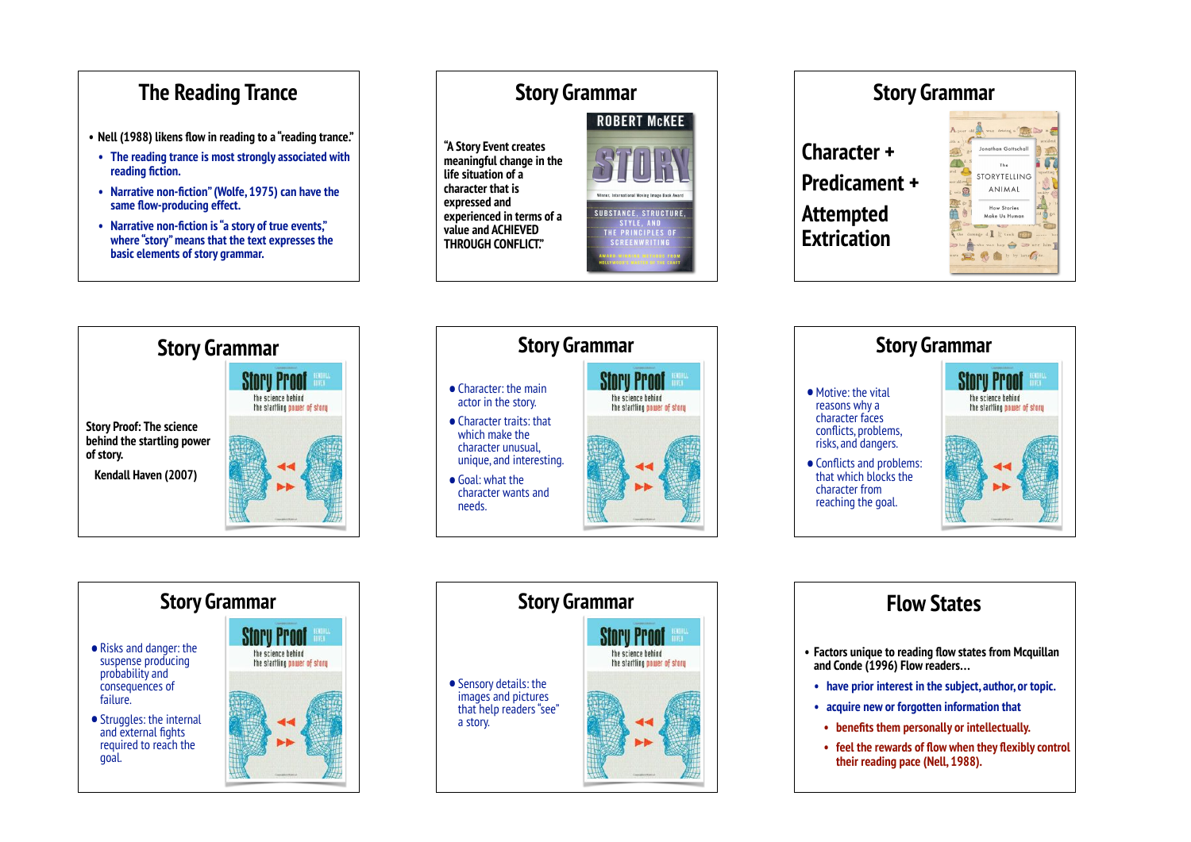## The Reading Trance

- Nell (1988) likens flow in reading to a "reading trance."
  - The reading trance is most strongly associated with reading fiction.
  - Narrative non-fiction" (Wolfe, 1975) can have the same flow-producing effect.
  - Narrative non-fiction is "a story of true events," where "story" means that the text expresses the basic elements of story grammar.

## Story Grammar

"A Story Event creates meaningful change in the life situation of a character that is expressed and experienced in terms of a value and ACHIEVED THROUGH CONFLICT."

## Story Grammar

Character +

Predicament +

Attempted Extrication

## Story Grammar

Story Proof: The science behind the startling power of story.

Kendall Haven (2007)

## Story Grammar

- Character: the main actor in the story.
- Character traits: that which make the character unusual, unique, and interesting.
- Goal: what the character wants and needs.

## Story Grammar

- Motive: the vital reasons why a character faces conflicts, problems, risks, and dangers.
- Conflicts and problems: that which blocks the character from reaching the goal.

## Story Grammar

- Risks and danger: the suspense producing probability and consequences of failure.
- Struggles: the internal and external fights required to reach the goal.

## Story Grammar

- Sensory details: the images and pictures that help readers "see" a story.

## Flow States

- Factors unique to reading flow states from Mcquillan and Conde (1996) Flow readers…
  - have prior interest in the subject, author, or topic.
  - acquire new or forgotten information that
    - benefits them personally or intellectually.
    - feel the rewards of flow when they flexibly control their reading pace (Nell, 1988).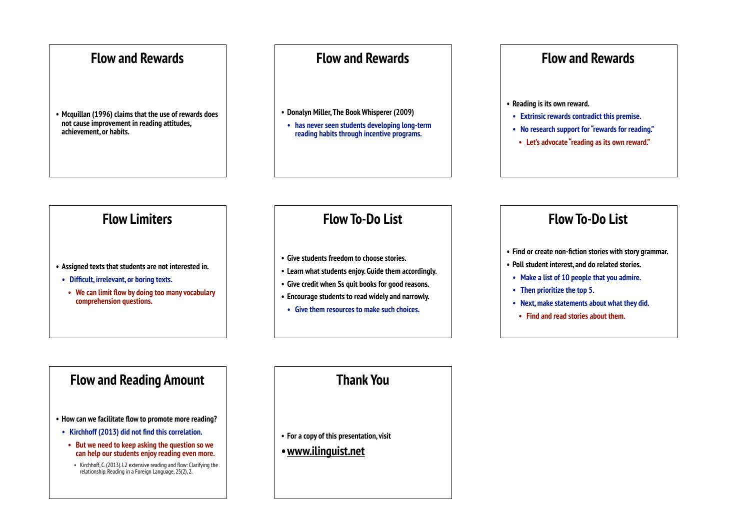## Flow and Rewards

- Mcquillan (1996) claims that the use of rewards does not cause improvement in reading attitudes, achievement, or habits.

## Flow and Rewards

- Donalyn Miller, The Book Whisperer (2009)
  - has never seen students developing long-term reading habits through incentive programs.

## Flow and Rewards

- Reading is its own reward.
  - Extrinsic rewards contradict this premise.
  - No research support for "rewards for reading."
    - Let's advocate "reading as its own reward."

## Flow Limiters

- Assigned texts that students are not interested in.
  - Difficult, irrelevant, or boring texts.
    - We can limit flow by doing too many vocabulary comprehension questions.

## Flow To-Do List

- Give students freedom to choose stories.
- Learn what students enjoy. Guide them accordingly.
- Give credit when Ss quit books for good reasons.
- Encourage students to read widely and narrowly.
  - Give them resources to make such choices.

## Flow To-Do List

- Find or create non-fiction stories with story grammar.
- Poll student interest, and do related stories.
  - Make a list of 10 people that you admire.
  - Then prioritize the top 5.
  - Next, make statements about what they did.
    - Find and read stories about them.

## Flow and Reading Amount

- How can we facilitate flow to promote more reading?
  - Kirchhoff (2013) did not find this correlation.
    - But we need to keep asking the question so we can help our students enjoy reading even more.
      - Kirchhoff, C. (2013). L2 extensive reading and flow: Clarifying the relationship. Reading in a Foreign Language, 25(2), 2.

## Thank You

- For a copy of this presentation, visit
- **www.ilinguist.net**